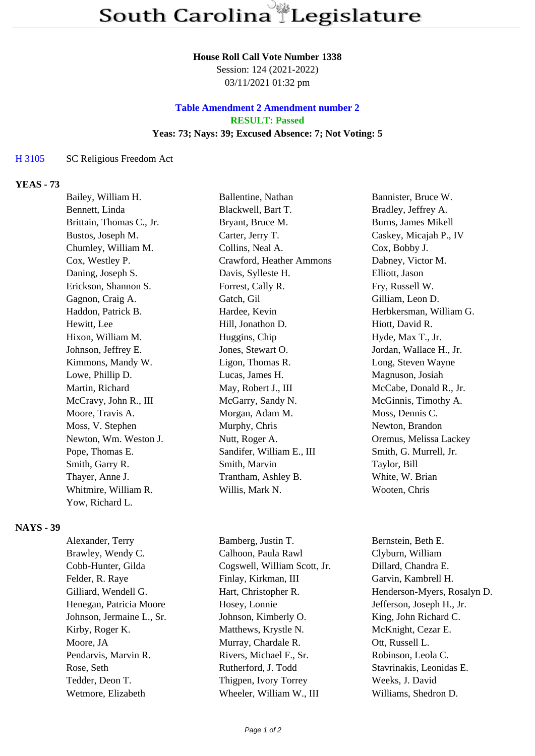# South Carolina Legislature

**House Roll Call Vote Number 1338**
Session: 124 (2021-2022)
03/11/2021 01:32 pm

**Table Amendment 2 Amendment number 2**
**RESULT: Passed**
**Yeas: 73; Nays: 39; Excused Absence: 7; Not Voting: 5**

H 3105 SC Religious Freedom Act

## YEAS - 73

| | | |
|---|---|---|
| Bailey, William H. | Ballentine, Nathan | Bannister, Bruce W. |
| Bennett, Linda | Blackwell, Bart T. | Bradley, Jeffrey A. |
| Brittain, Thomas C., Jr. | Bryant, Bruce M. | Burns, James Mikell |
| Bustos, Joseph M. | Carter, Jerry T. | Caskey, Micajah P., IV |
| Chumley, William M. | Collins, Neal A. | Cox, Bobby J. |
| Cox, Westley P. | Crawford, Heather Ammons | Dabney, Victor M. |
| Daning, Joseph S. | Davis, Sylleste H. | Elliott, Jason |
| Erickson, Shannon S. | Forrest, Cally R. | Fry, Russell W. |
| Gagnon, Craig A. | Gatch, Gil | Gilliam, Leon D. |
| Haddon, Patrick B. | Hardee, Kevin | Herbkersman, William G. |
| Hewitt, Lee | Hill, Jonathon D. | Hiott, David R. |
| Hixon, William M. | Huggins, Chip | Hyde, Max T., Jr. |
| Johnson, Jeffrey E. | Jones, Stewart O. | Jordan, Wallace H., Jr. |
| Kimmons, Mandy W. | Ligon, Thomas R. | Long, Steven Wayne |
| Lowe, Phillip D. | Lucas, James H. | Magnuson, Josiah |
| Martin, Richard | May, Robert J., III | McCabe, Donald R., Jr. |
| McCravy, John R., III | McGarry, Sandy N. | McGinnis, Timothy A. |
| Moore, Travis A. | Morgan, Adam M. | Moss, Dennis C. |
| Moss, V. Stephen | Murphy, Chris | Newton, Brandon |
| Newton, Wm. Weston J. | Nutt, Roger A. | Oremus, Melissa Lackey |
| Pope, Thomas E. | Sandifer, William E., III | Smith, G. Murrell, Jr. |
| Smith, Garry R. | Smith, Marvin | Taylor, Bill |
| Thayer, Anne J. | Trantham, Ashley B. | White, W. Brian |
| Whitmire, William R. | Willis, Mark N. | Wooten, Chris |
| Yow, Richard L. | | |

## NAYS - 39

| | | |
|---|---|---|
| Alexander, Terry | Bamberg, Justin T. | Bernstein, Beth E. |
| Brawley, Wendy C. | Calhoon, Paula Rawl | Clyburn, William |
| Cobb-Hunter, Gilda | Cogswell, William Scott, Jr. | Dillard, Chandra E. |
| Felder, R. Raye | Finlay, Kirkman, III | Garvin, Kambrell H. |
| Gilliard, Wendell G. | Hart, Christopher R. | Henderson-Myers, Rosalyn D. |
| Henegan, Patricia Moore | Hosey, Lonnie | Jefferson, Joseph H., Jr. |
| Johnson, Jermaine L., Sr. | Johnson, Kimberly O. | King, John Richard C. |
| Kirby, Roger K. | Matthews, Krystle N. | McKnight, Cezar E. |
| Moore, JA | Murray, Chardale R. | Ott, Russell L. |
| Pendarvis, Marvin R. | Rivers, Michael F., Sr. | Robinson, Leola C. |
| Rose, Seth | Rutherford, J. Todd | Stavrinakis, Leonidas E. |
| Tedder, Deon T. | Thigpen, Ivory Torrey | Weeks, J. David |
| Wetmore, Elizabeth | Wheeler, William W., III | Williams, Shedron D. |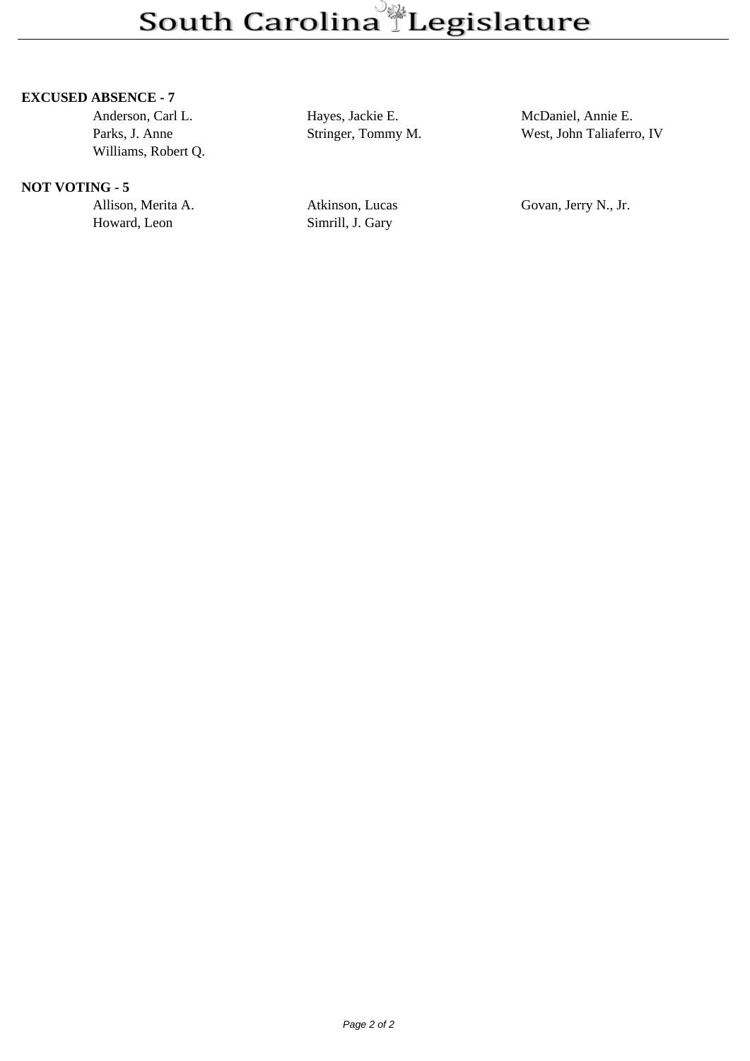**EXCUSED ABSENCE - 7**

| | | |
|---|---|---|
| Anderson, Carl L. | Hayes, Jackie E. | McDaniel, Annie E. |
| Parks, J. Anne | Stringer, Tommy M. | West, John Taliaferro, IV |
| Williams, Robert Q. | | |

**NOT VOTING - 5**

| | | |
|---|---|---|
| Allison, Merita A. | Atkinson, Lucas | Govan, Jerry N., Jr. |
| Howard, Leon | Simrill, J. Gary | |